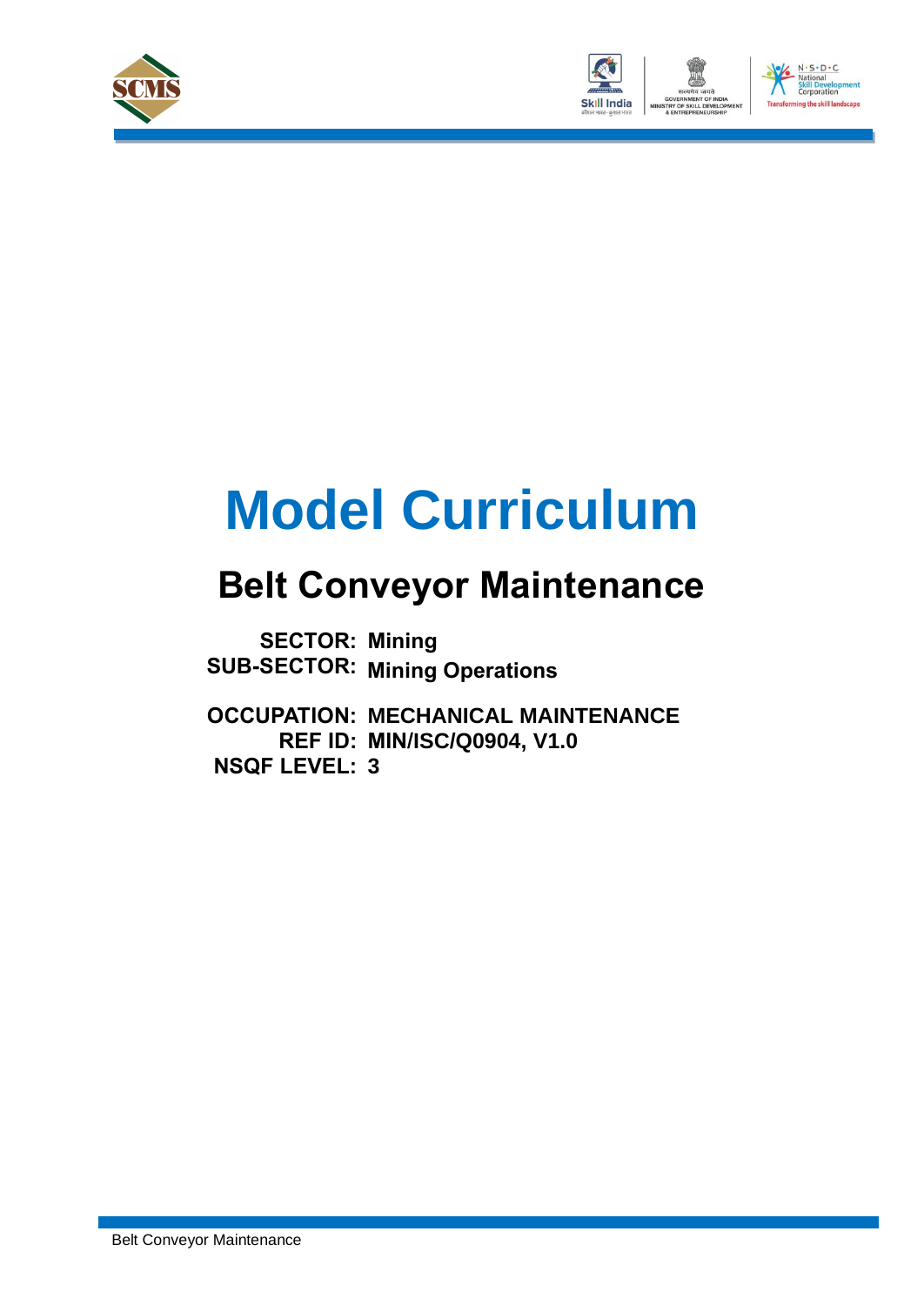# Model Curriculum

## Belt Conveyor Maintenance

**SECTOR:** Mining
**SUB-SECTOR:** Mining Operations

**OCCUPATION:** MECHANICAL MAINTENANCE
**REF ID:** MIN/ISC/Q0904, V1.0
**NSQF LEVEL:** 3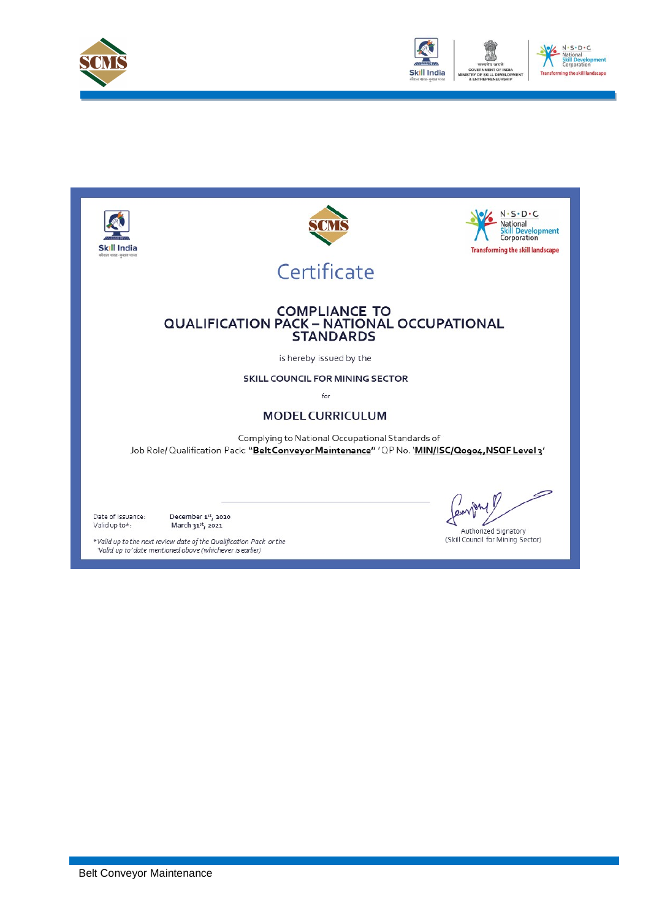# Certificate

## COMPLIANCE TO QUALIFICATION PACK – NATIONAL OCCUPATIONAL STANDARDS

is hereby issued by the

**SKILL COUNCIL FOR MINING SECTOR**

for

**MODEL CURRICULUM**

Complying to National Occupational Standards of
Job Role/ Qualification Pack: "**Belt Conveyor Maintenance**" 'QP No. '**MIN/ISC/Q0904,NSQF Level 3**'

Date of Issuance: **December 1st, 2020**
Valid up to*: **March 31st, 2021**

*Valid up to the next review date of the Qualification Pack or the 'Valid up to' date mentioned above (whichever is earlier)*

Authorized Signatory
(Skill Council for Mining Sector)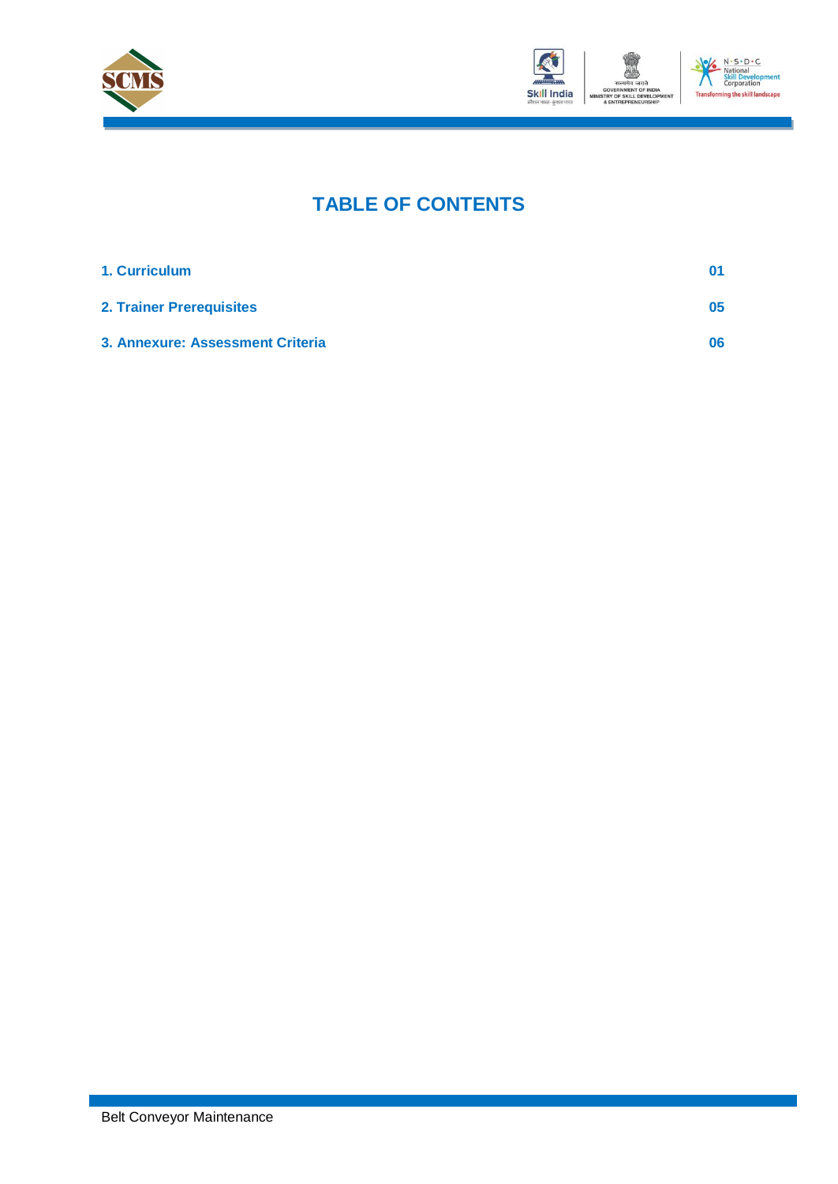# TABLE OF CONTENTS

| | |
|---|---|
| **1. Curriculum** | **01** |
| **2. Trainer Prerequisites** | **05** |
| **3. Annexure: Assessment Criteria** | **06** |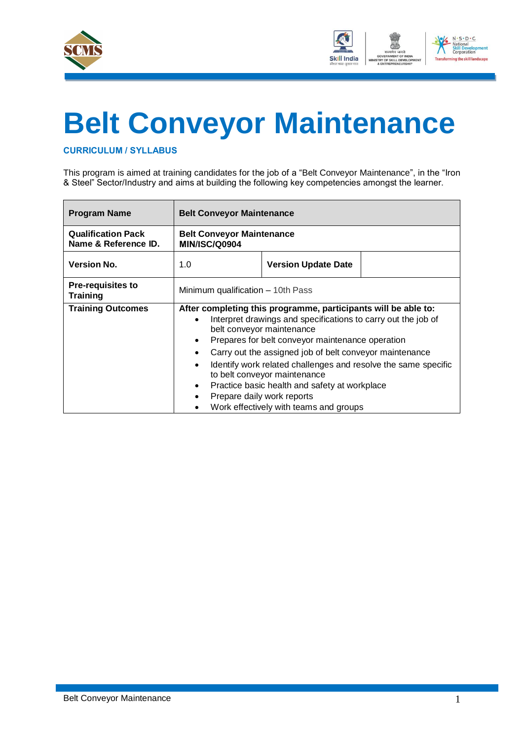# Belt Conveyor Maintenance

**CURRICULUM / SYLLABUS**

This program is aimed at training candidates for the job of a "Belt Conveyor Maintenance", in the "Iron & Steel" Sector/Industry and aims at building the following key competencies amongst the learner.

| **Program Name** | **Belt Conveyor Maintenance** | | |
|---|---|---|---|
| **Qualification Pack Name & Reference ID.** | **Belt Conveyor Maintenance MIN/ISC/Q0904** | | |
| **Version No.** | 1.0 | **Version Update Date** | |
| **Pre-requisites to Training** | Minimum qualification – 10th Pass | | |
| **Training Outcomes** | **After completing this programme, participants will be able to:** <br>• Interpret drawings and specifications to carry out the job of belt conveyor maintenance <br>• Prepares for belt conveyor maintenance operation <br>• Carry out the assigned job of belt conveyor maintenance <br>• Identify work related challenges and resolve the same specific to belt conveyor maintenance <br>• Practice basic health and safety at workplace <br>• Prepare daily work reports <br>• Work effectively with teams and groups | | |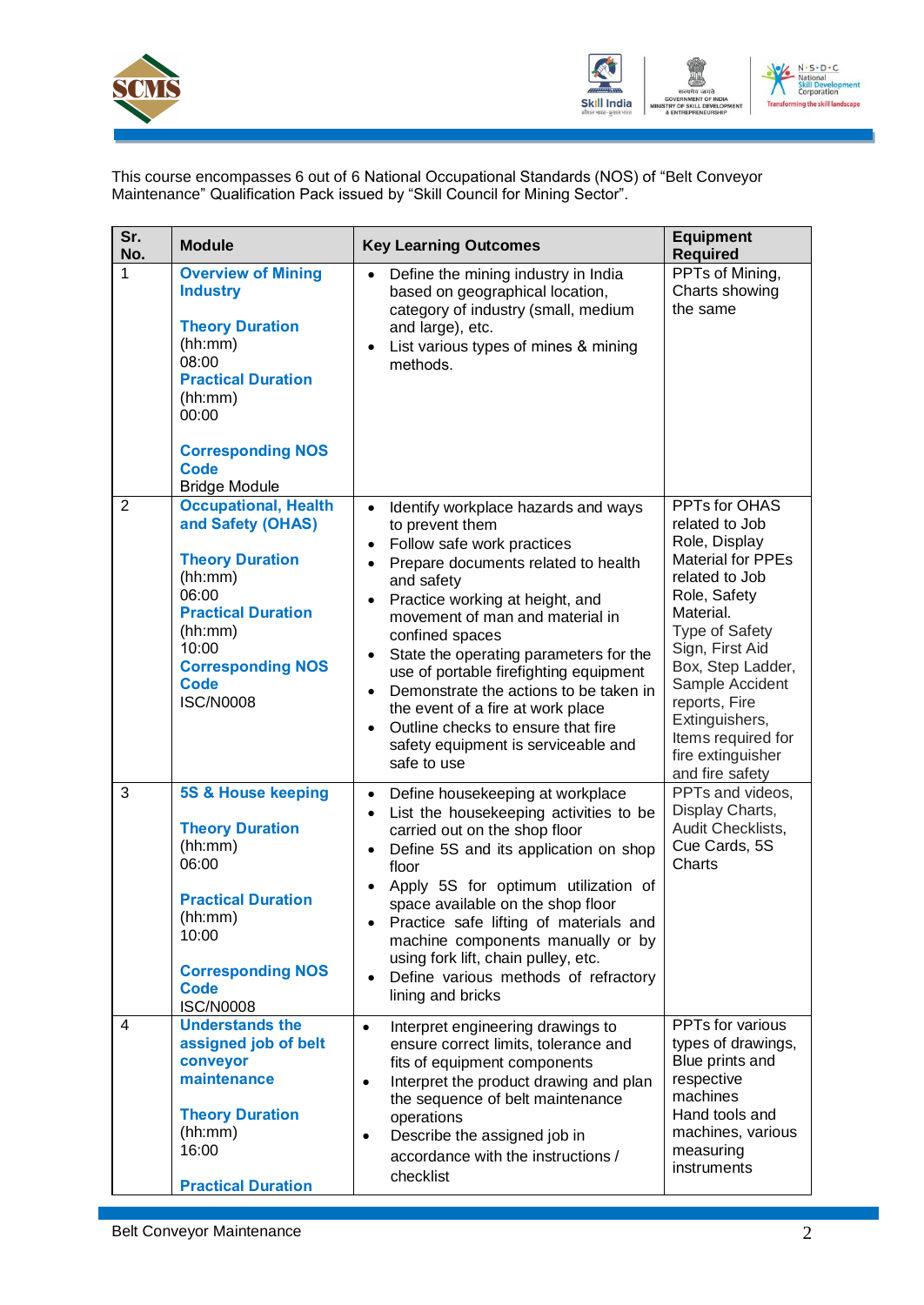This course encompasses 6 out of 6 National Occupational Standards (NOS) of "Belt Conveyor Maintenance" Qualification Pack issued by "Skill Council for Mining Sector".

| Sr. No. | Module | Key Learning Outcomes | Equipment Required |
|---|---|---|---|
| 1 | **Overview of Mining Industry**<br><br>**Theory Duration** (hh:mm)<br>08:00<br>**Practical Duration** (hh:mm)<br>00:00<br><br>**Corresponding NOS Code**<br>Bridge Module | • Define the mining industry in India based on geographical location, category of industry (small, medium and large), etc.<br>• List various types of mines & mining methods. | PPTs of Mining, Charts showing the same |
| 2 | **Occupational, Health and Safety (OHAS)**<br><br>**Theory Duration** (hh:mm)<br>06:00<br>**Practical Duration** (hh:mm)<br>10:00<br>**Corresponding NOS Code**<br>ISC/N0008 | • Identify workplace hazards and ways to prevent them<br>• Follow safe work practices<br>• Prepare documents related to health and safety<br>• Practice working at height, and movement of man and material in confined spaces<br>• State the operating parameters for the use of portable firefighting equipment<br>• Demonstrate the actions to be taken in the event of a fire at work place<br>• Outline checks to ensure that fire safety equipment is serviceable and safe to use | PPTs for OHAS related to Job Role, Display Material for PPEs related to Job Role, Safety Material.<br>Type of Safety Sign, First Aid Box, Step Ladder, Sample Accident reports, Fire Extinguishers, Items required for fire extinguisher and fire safety |
| 3 | **5S & House keeping**<br><br>**Theory Duration** (hh:mm)<br>06:00<br><br>**Practical Duration** (hh:mm)<br>10:00<br><br>**Corresponding NOS Code**<br>ISC/N0008 | • Define housekeeping at workplace<br>• List the housekeeping activities to be carried out on the shop floor<br>• Define 5S and its application on shop floor<br>• Apply 5S for optimum utilization of space available on the shop floor<br>• Practice safe lifting of materials and machine components manually or by using fork lift, chain pulley, etc.<br>• Define various methods of refractory lining and bricks | PPTs and videos, Display Charts, Audit Checklists, Cue Cards, 5S Charts |
| 4 | **Understands the assigned job of belt conveyor maintenance**<br><br>**Theory Duration** (hh:mm)<br>16:00<br><br>**Practical Duration** | • Interpret engineering drawings to ensure correct limits, tolerance and fits of equipment components<br>• Interpret the product drawing and plan the sequence of belt maintenance operations<br>• Describe the assigned job in accordance with the instructions / checklist | PPTs for various types of drawings, Blue prints and respective machines<br>Hand tools and machines, various measuring instruments |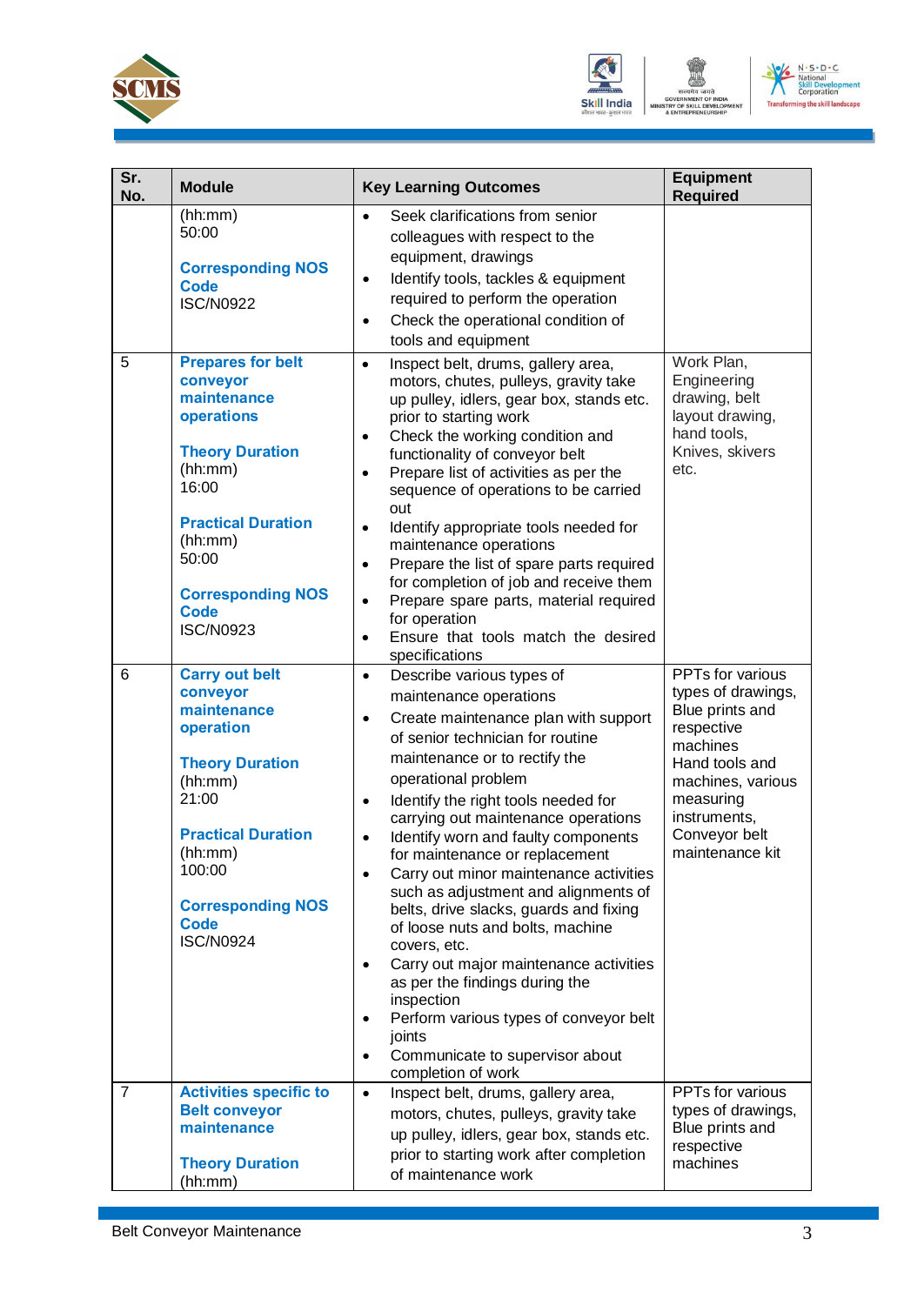| Sr. No. | Module | Key Learning Outcomes | Equipment Required |
|---|---|---|---|
| | (hh:mm)<br>50:00<br><br>**Corresponding NOS Code**<br>ISC/N0922 | • Seek clarifications from senior colleagues with respect to the equipment, drawings<br>• Identify tools, tackles & equipment required to perform the operation<br>• Check the operational condition of tools and equipment | |
| 5 | **Prepares for belt conveyor maintenance operations**<br><br>**Theory Duration**<br>(hh:mm)<br>16:00<br><br>**Practical Duration**<br>(hh:mm)<br>50:00<br><br>**Corresponding NOS Code**<br>ISC/N0923 | • Inspect belt, drums, gallery area, motors, chutes, pulleys, gravity take up pulley, idlers, gear box, stands etc. prior to starting work<br>• Check the working condition and functionality of conveyor belt<br>• Prepare list of activities as per the sequence of operations to be carried out<br>• Identify appropriate tools needed for maintenance operations<br>• Prepare the list of spare parts required for completion of job and receive them<br>• Prepare spare parts, material required for operation<br>• Ensure that tools match the desired specifications | Work Plan, Engineering drawing, belt layout drawing, hand tools, Knives, skivers etc. |
| 6 | **Carry out belt conveyor maintenance operation**<br><br>**Theory Duration**<br>(hh:mm)<br>21:00<br><br>**Practical Duration**<br>(hh:mm)<br>100:00<br><br>**Corresponding NOS Code**<br>ISC/N0924 | • Describe various types of maintenance operations<br>• Create maintenance plan with support of senior technician for routine maintenance or to rectify the operational problem<br>• Identify the right tools needed for carrying out maintenance operations<br>• Identify worn and faulty components for maintenance or replacement<br>• Carry out minor maintenance activities such as adjustment and alignments of belts, drive slacks, guards and fixing of loose nuts and bolts, machine covers, etc.<br>• Carry out major maintenance activities as per the findings during the inspection<br>• Perform various types of conveyor belt joints<br>• Communicate to supervisor about completion of work | PPTs for various types of drawings, Blue prints and respective machines<br>Hand tools and machines, various measuring instruments, Conveyor belt maintenance kit |
| 7 | **Activities specific to Belt conveyor maintenance**<br><br>**Theory Duration**<br>(hh:mm) | • Inspect belt, drums, gallery area, motors, chutes, pulleys, gravity take up pulley, idlers, gear box, stands etc. prior to starting work after completion of maintenance work | PPTs for various types of drawings, Blue prints and respective machines |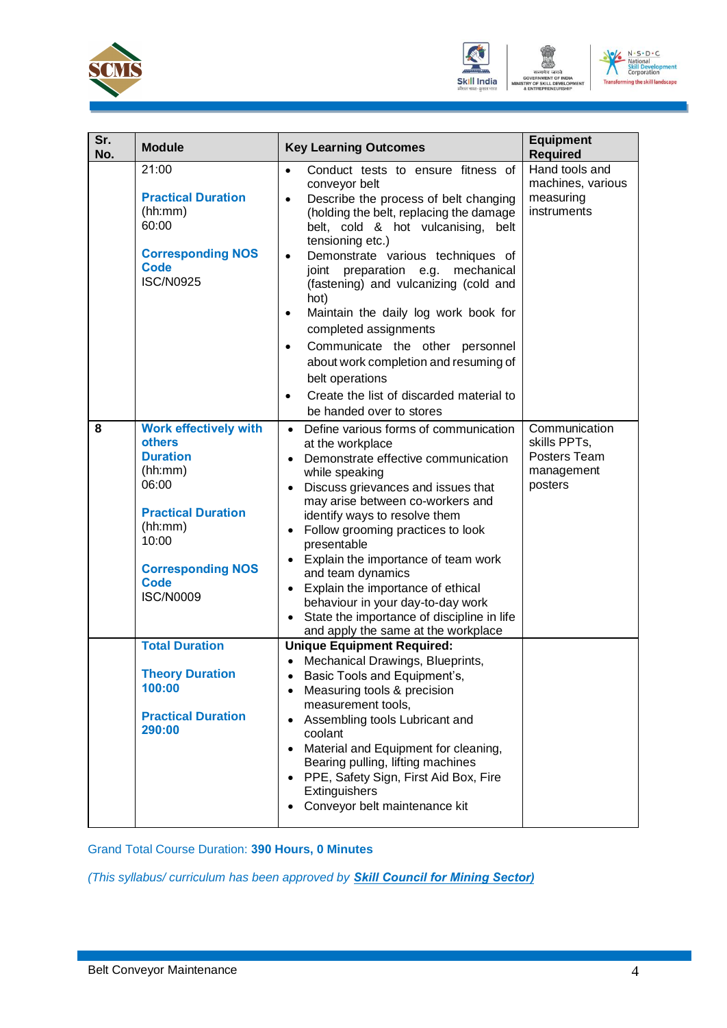| Sr. No. | Module | Key Learning Outcomes | Equipment Required |
|---|---|---|---|
| | 21:00<br><br>**Practical Duration**<br>(hh:mm)<br>60:00<br><br>**Corresponding NOS Code**<br>ISC/N0925 | • Conduct tests to ensure fitness of conveyor belt<br>• Describe the process of belt changing (holding the belt, replacing the damage belt, cold & hot vulcanising, belt tensioning etc.)<br>• Demonstrate various techniques of joint preparation e.g. mechanical (fastening) and vulcanizing (cold and hot)<br>• Maintain the daily log work book for completed assignments<br>• Communicate the other personnel about work completion and resuming of belt operations<br>• Create the list of discarded material to be handed over to stores | Hand tools and machines, various measuring instruments |
| 8 | **Work effectively with others**<br>**Duration**<br>(hh:mm)<br>06:00<br><br>**Practical Duration**<br>(hh:mm)<br>10:00<br><br>**Corresponding NOS Code**<br>ISC/N0009 | • Define various forms of communication at the workplace<br>• Demonstrate effective communication while speaking<br>• Discuss grievances and issues that may arise between co-workers and identify ways to resolve them<br>• Follow grooming practices to look presentable<br>• Explain the importance of team work and team dynamics<br>• Explain the importance of ethical behaviour in your day-to-day work<br>• State the importance of discipline in life and apply the same at the workplace | Communication skills PPTs, Posters Team management posters |
| | **Total Duration**<br><br>**Theory Duration**<br>**100:00**<br><br>**Practical Duration**<br>**290:00** | **Unique Equipment Required:**<br>• Mechanical Drawings, Blueprints,<br>• Basic Tools and Equipment's,<br>• Measuring tools & precision measurement tools,<br>• Assembling tools Lubricant and coolant<br>• Material and Equipment for cleaning, Bearing pulling, lifting machines<br>• PPE, Safety Sign, First Aid Box, Fire Extinguishers<br>• Conveyor belt maintenance kit | |

Grand Total Course Duration: **390 Hours, 0 Minutes**

*(This syllabus/ curriculum has been approved by* ***Skill Council for Mining Sector)***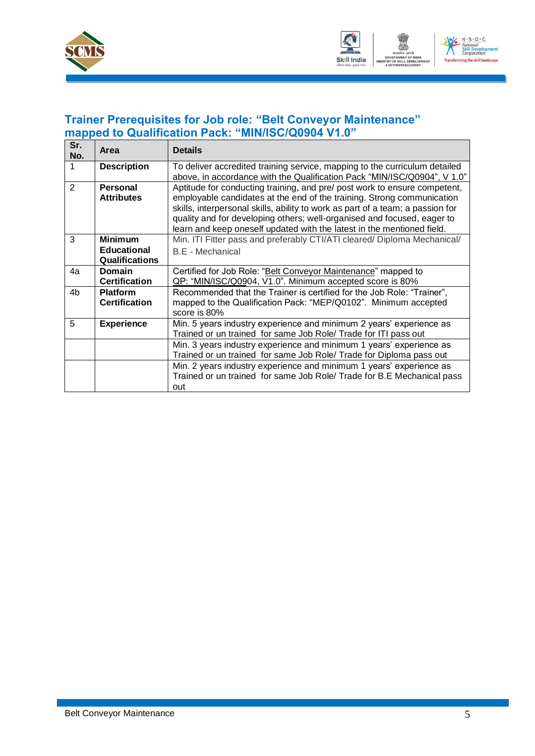## Trainer Prerequisites for Job role: "Belt Conveyor Maintenance" mapped to Qualification Pack: "MIN/ISC/Q0904 V1.0"

| Sr. No. | Area | Details |
|---|---|---|
| 1 | **Description** | To deliver accredited training service, mapping to the curriculum detailed above, in accordance with the Qualification Pack "MIN/ISC/Q0904", V 1.0" |
| 2 | **Personal Attributes** | Aptitude for conducting training, and pre/ post work to ensure competent, employable candidates at the end of the training. Strong communication skills, interpersonal skills, ability to work as part of a team; a passion for quality and for developing others; well-organised and focused, eager to learn and keep oneself updated with the latest in the mentioned field. |
| 3 | **Minimum Educational Qualifications** | Min. ITI Fitter pass and preferably CTI/ATI cleared/ Diploma Mechanical/ B.E - Mechanical |
| 4a | **Domain Certification** | Certified for Job Role: "Belt Conveyor Maintenance" mapped to QP: "MIN/ISC/Q0904, V1.0". Minimum accepted score is 80% |
| 4b | **Platform Certification** | Recommended that the Trainer is certified for the Job Role: "Trainer", mapped to the Qualification Pack: "MEP/Q0102". Minimum accepted score is 80% |
| 5 | **Experience** | Min. 5 years industry experience and minimum 2 years' experience as Trained or un trained for same Job Role/ Trade for ITI pass out |
| | | Min. 3 years industry experience and minimum 1 years' experience as Trained or un trained for same Job Role/ Trade for Diploma pass out |
| | | Min. 2 years industry experience and minimum 1 years' experience as Trained or un trained for same Job Role/ Trade for B.E Mechanical pass out |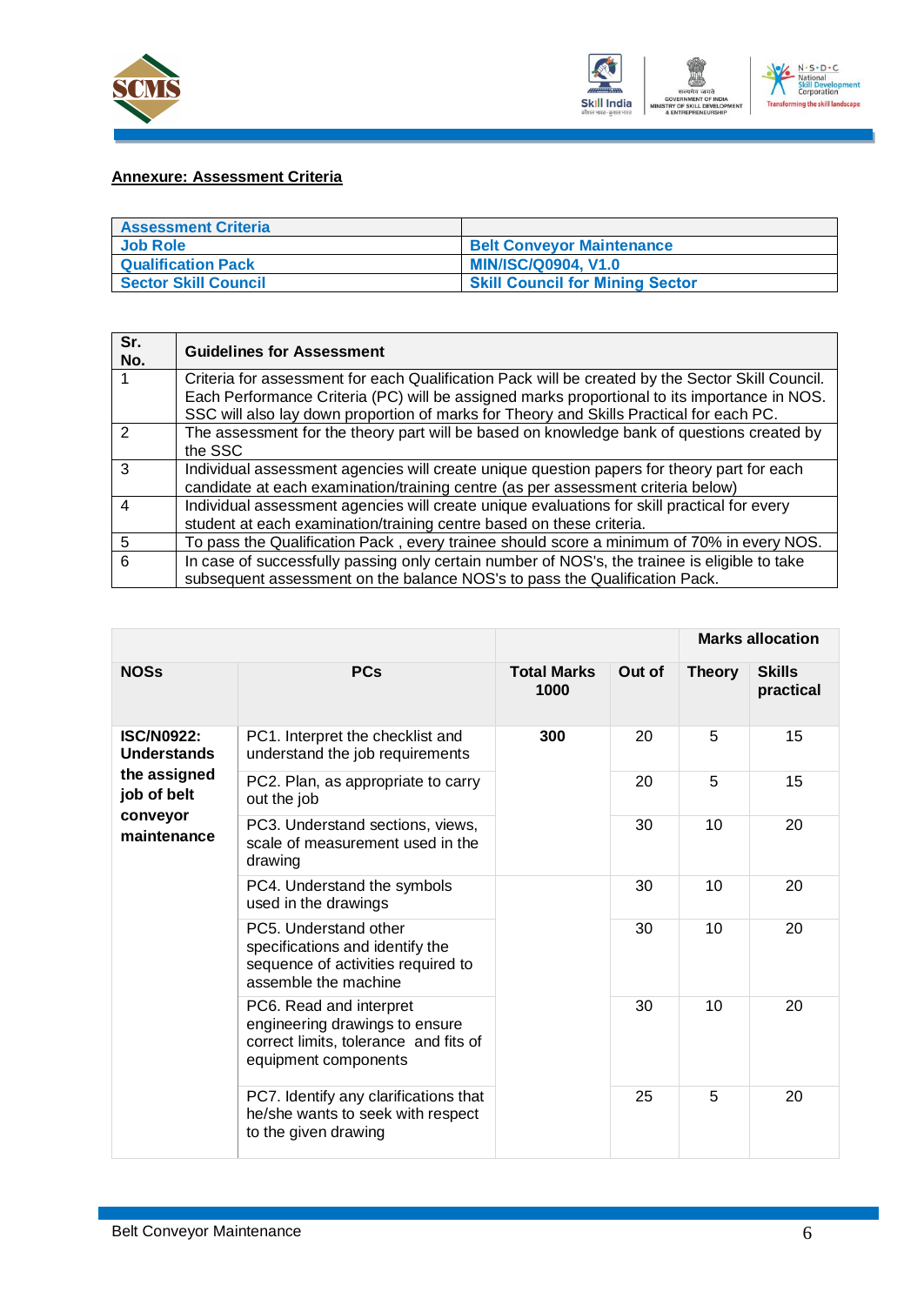**Annexure: Assessment Criteria**

| Assessment Criteria | |
|---|---|
| Job Role | Belt Conveyor Maintenance |
| Qualification Pack | MIN/ISC/Q0904, V1.0 |
| Sector Skill Council | Skill Council for Mining Sector |

| Sr. No. | Guidelines for Assessment |
|---|---|
| 1 | Criteria for assessment for each Qualification Pack will be created by the Sector Skill Council. Each Performance Criteria (PC) will be assigned marks proportional to its importance in NOS. SSC will also lay down proportion of marks for Theory and Skills Practical for each PC. |
| 2 | The assessment for the theory part will be based on knowledge bank of questions created by the SSC |
| 3 | Individual assessment agencies will create unique question papers for theory part for each candidate at each examination/training centre (as per assessment criteria below) |
| 4 | Individual assessment agencies will create unique evaluations for skill practical for every student at each examination/training centre based on these criteria. |
| 5 | To pass the Qualification Pack , every trainee should score a minimum of 70% in every NOS. |
| 6 | In case of successfully passing only certain number of NOS's, the trainee is eligible to take subsequent assessment on the balance NOS's to pass the Qualification Pack. |

| | | | Marks allocation | | |
|---|---|---|---|---|---|
| **NOSs** | **PCs** | **Total Marks 1000** | **Out of** | **Theory** | **Skills practical** |
| **ISC/N0922: Understands the assigned job of belt conveyor maintenance** | PC1. Interpret the checklist and understand the job requirements | **300** | 20 | 5 | 15 |
| | PC2. Plan, as appropriate to carry out the job | | 20 | 5 | 15 |
| | PC3. Understand sections, views, scale of measurement used in the drawing | | 30 | 10 | 20 |
| | PC4. Understand the symbols used in the drawings | | 30 | 10 | 20 |
| | PC5. Understand other specifications and identify the sequence of activities required to assemble the machine | | 30 | 10 | 20 |
| | PC6. Read and interpret engineering drawings to ensure correct limits, tolerance and fits of equipment components | | 30 | 10 | 20 |
| | PC7. Identify any clarifications that he/she wants to seek with respect to the given drawing | | 25 | 5 | 20 |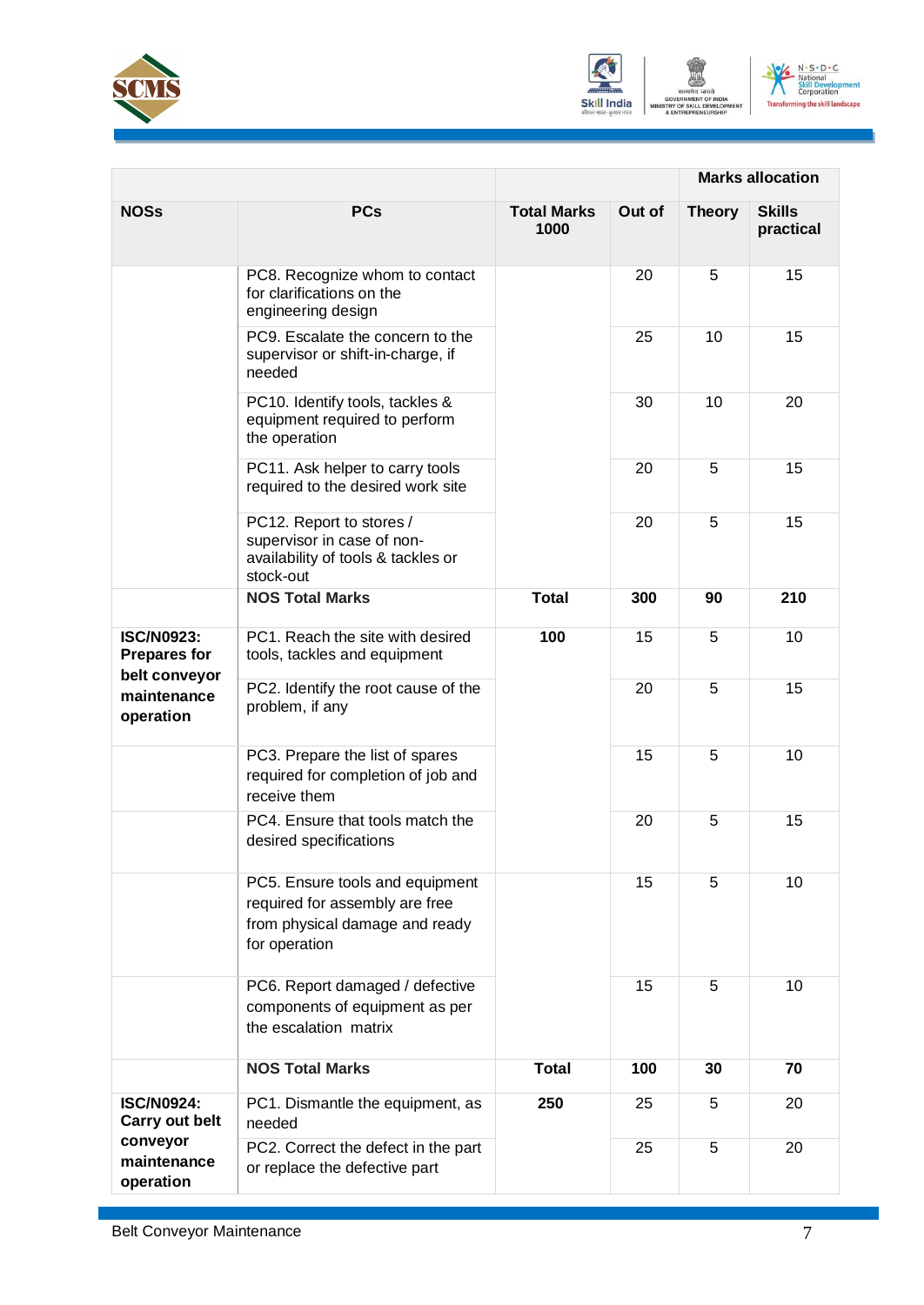| | | | Marks allocation | | |
|---|---|---|---|---|---|
| **NOSs** | **PCs** | **Total Marks 1000** | **Out of** | **Theory** | **Skills practical** |
| | PC8. Recognize whom to contact for clarifications on the engineering design | | 20 | 5 | 15 |
| | PC9. Escalate the concern to the supervisor or shift-in-charge, if needed | | 25 | 10 | 15 |
| | PC10. Identify tools, tackles & equipment required to perform the operation | | 30 | 10 | 20 |
| | PC11. Ask helper to carry tools required to the desired work site | | 20 | 5 | 15 |
| | PC12. Report to stores / supervisor in case of non-availability of tools & tackles or stock-out | | 20 | 5 | 15 |
| | **NOS Total Marks** | **Total** | **300** | **90** | **210** |
| **ISC/N0923: Prepares for belt conveyor maintenance operation** | PC1. Reach the site with desired tools, tackles and equipment | **100** | 15 | 5 | 10 |
| | PC2. Identify the root cause of the problem, if any | | 20 | 5 | 15 |
| | PC3. Prepare the list of spares required for completion of job and receive them | | 15 | 5 | 10 |
| | PC4. Ensure that tools match the desired specifications | | 20 | 5 | 15 |
| | PC5. Ensure tools and equipment required for assembly are free from physical damage and ready for operation | | 15 | 5 | 10 |
| | PC6. Report damaged / defective components of equipment as per the escalation matrix | | 15 | 5 | 10 |
| | **NOS Total Marks** | **Total** | **100** | **30** | **70** |
| **ISC/N0924: Carry out belt conveyor maintenance operation** | PC1. Dismantle the equipment, as needed | **250** | 25 | 5 | 20 |
| | PC2. Correct the defect in the part or replace the defective part | | 25 | 5 | 20 |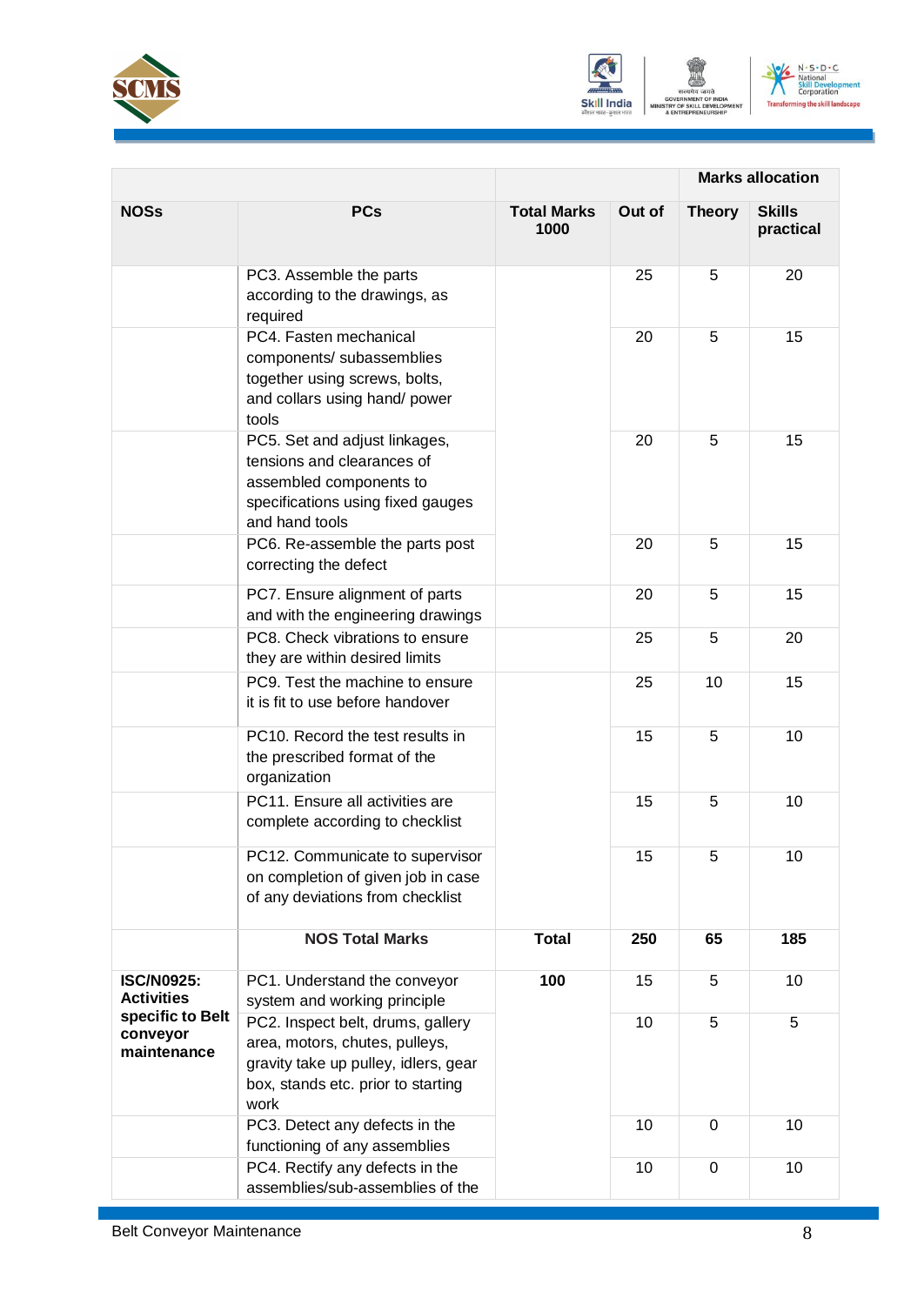| | | | Marks allocation | | |
|---|---|---|---|---|---|
| **NOSs** | **PCs** | **Total Marks 1000** | **Out of** | **Theory** | **Skills practical** |
| | PC3. Assemble the parts according to the drawings, as required | | 25 | 5 | 20 |
| | PC4. Fasten mechanical components/ subassemblies together using screws, bolts, and collars using hand/ power tools | | 20 | 5 | 15 |
| | PC5. Set and adjust linkages, tensions and clearances of assembled components to specifications using fixed gauges and hand tools | | 20 | 5 | 15 |
| | PC6. Re-assemble the parts post correcting the defect | | 20 | 5 | 15 |
| | PC7. Ensure alignment of parts and with the engineering drawings | | 20 | 5 | 15 |
| | PC8. Check vibrations to ensure they are within desired limits | | 25 | 5 | 20 |
| | PC9. Test the machine to ensure it is fit to use before handover | | 25 | 10 | 15 |
| | PC10. Record the test results in the prescribed format of the organization | | 15 | 5 | 10 |
| | PC11. Ensure all activities are complete according to checklist | | 15 | 5 | 10 |
| | PC12. Communicate to supervisor on completion of given job in case of any deviations from checklist | | 15 | 5 | 10 |
| | **NOS Total Marks** | **Total** | **250** | **65** | **185** |
| **ISC/N0925: Activities specific to Belt conveyor maintenance** | PC1. Understand the conveyor system and working principle | **100** | 15 | 5 | 10 |
| | PC2. Inspect belt, drums, gallery area, motors, chutes, pulleys, gravity take up pulley, idlers, gear box, stands etc. prior to starting work | | 10 | 5 | 5 |
| | PC3. Detect any defects in the functioning of any assemblies | | 10 | 0 | 10 |
| | PC4. Rectify any defects in the assemblies/sub-assemblies of the | | 10 | 0 | 10 |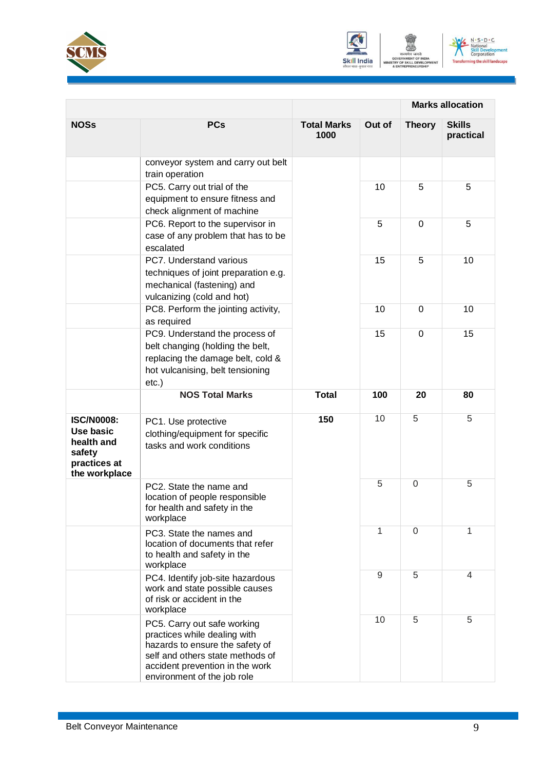| | | | Marks allocation | |
|---|---|---|---|---|
| NOSs | PCs | Total Marks 1000 | Out of | Theory | Skills practical |
| | conveyor system and carry out belt train operation | | | | |
| | PC5. Carry out trial of the equipment to ensure fitness and check alignment of machine | | 10 | 5 | 5 |
| | PC6. Report to the supervisor in case of any problem that has to be escalated | | 5 | 0 | 5 |
| | PC7. Understand various techniques of joint preparation e.g. mechanical (fastening) and vulcanizing (cold and hot) | | 15 | 5 | 10 |
| | PC8. Perform the jointing activity, as required | | 10 | 0 | 10 |
| | PC9. Understand the process of belt changing (holding the belt, replacing the damage belt, cold & hot vulcanising, belt tensioning etc.) | | 15 | 0 | 15 |
| | **NOS Total Marks** | **Total** | **100** | **20** | **80** |
| **ISC/N0008: Use basic health and safety practices at the workplace** | PC1. Use protective clothing/equipment for specific tasks and work conditions | **150** | 10 | 5 | 5 |
| | PC2. State the name and location of people responsible for health and safety in the workplace | | 5 | 0 | 5 |
| | PC3. State the names and location of documents that refer to health and safety in the workplace | | 1 | 0 | 1 |
| | PC4. Identify job-site hazardous work and state possible causes of risk or accident in the workplace | | 9 | 5 | 4 |
| | PC5. Carry out safe working practices while dealing with hazards to ensure the safety of self and others state methods of accident prevention in the work environment of the job role | | 10 | 5 | 5 |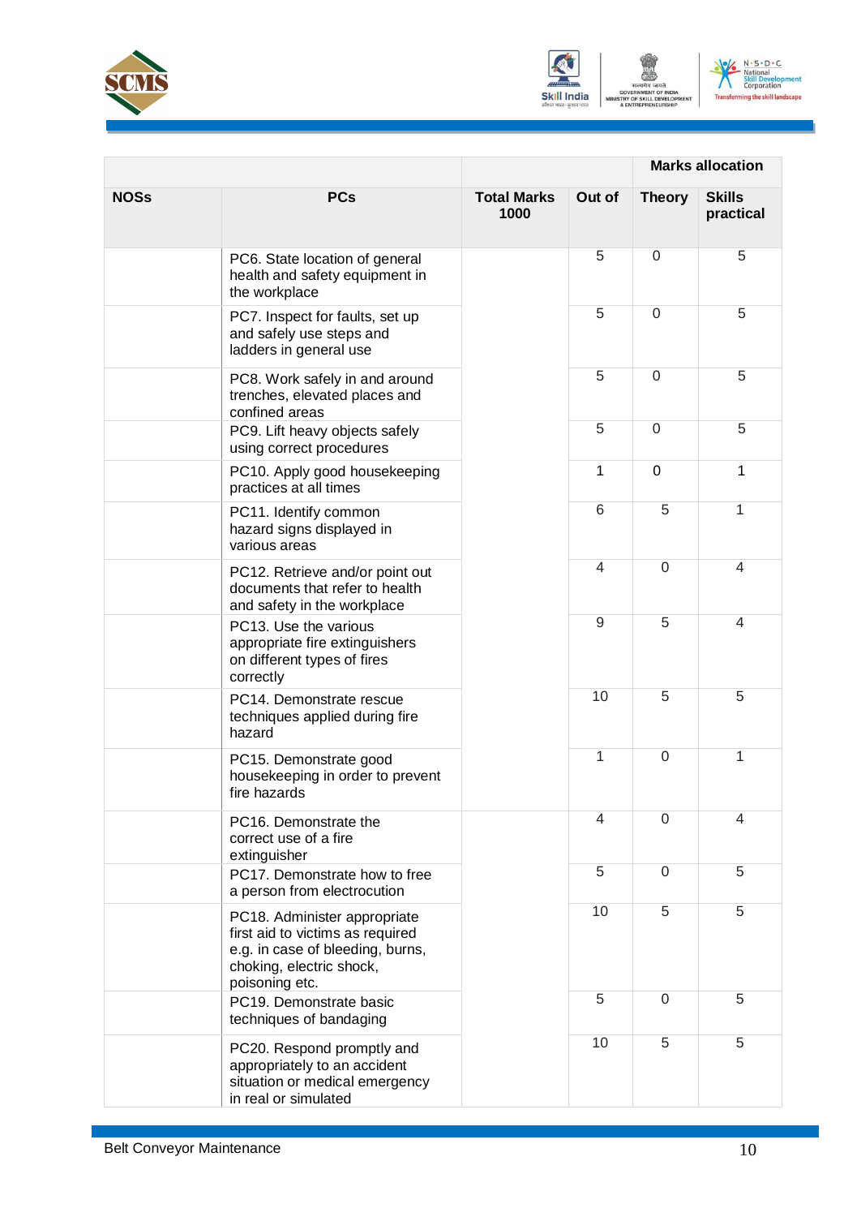| NOSs | PCs | Total Marks 1000 | Out of | Marks allocation | |
|---|---|---|---|---|---|
| | | | | Theory | Skills practical |
| | PC6. State location of general health and safety equipment in the workplace | | 5 | 0 | 5 |
| | PC7. Inspect for faults, set up and safely use steps and ladders in general use | | 5 | 0 | 5 |
| | PC8. Work safely in and around trenches, elevated places and confined areas | | 5 | 0 | 5 |
| | PC9. Lift heavy objects safely using correct procedures | | 5 | 0 | 5 |
| | PC10. Apply good housekeeping practices at all times | | 1 | 0 | 1 |
| | PC11. Identify common hazard signs displayed in various areas | | 6 | 5 | 1 |
| | PC12. Retrieve and/or point out documents that refer to health and safety in the workplace | | 4 | 0 | 4 |
| | PC13. Use the various appropriate fire extinguishers on different types of fires correctly | | 9 | 5 | 4 |
| | PC14. Demonstrate rescue techniques applied during fire hazard | | 10 | 5 | 5 |
| | PC15. Demonstrate good housekeeping in order to prevent fire hazards | | 1 | 0 | 1 |
| | PC16. Demonstrate the correct use of a fire extinguisher | | 4 | 0 | 4 |
| | PC17. Demonstrate how to free a person from electrocution | | 5 | 0 | 5 |
| | PC18. Administer appropriate first aid to victims as required e.g. in case of bleeding, burns, choking, electric shock, poisoning etc. | | 10 | 5 | 5 |
| | PC19. Demonstrate basic techniques of bandaging | | 5 | 0 | 5 |
| | PC20. Respond promptly and appropriately to an accident situation or medical emergency in real or simulated | | 10 | 5 | 5 |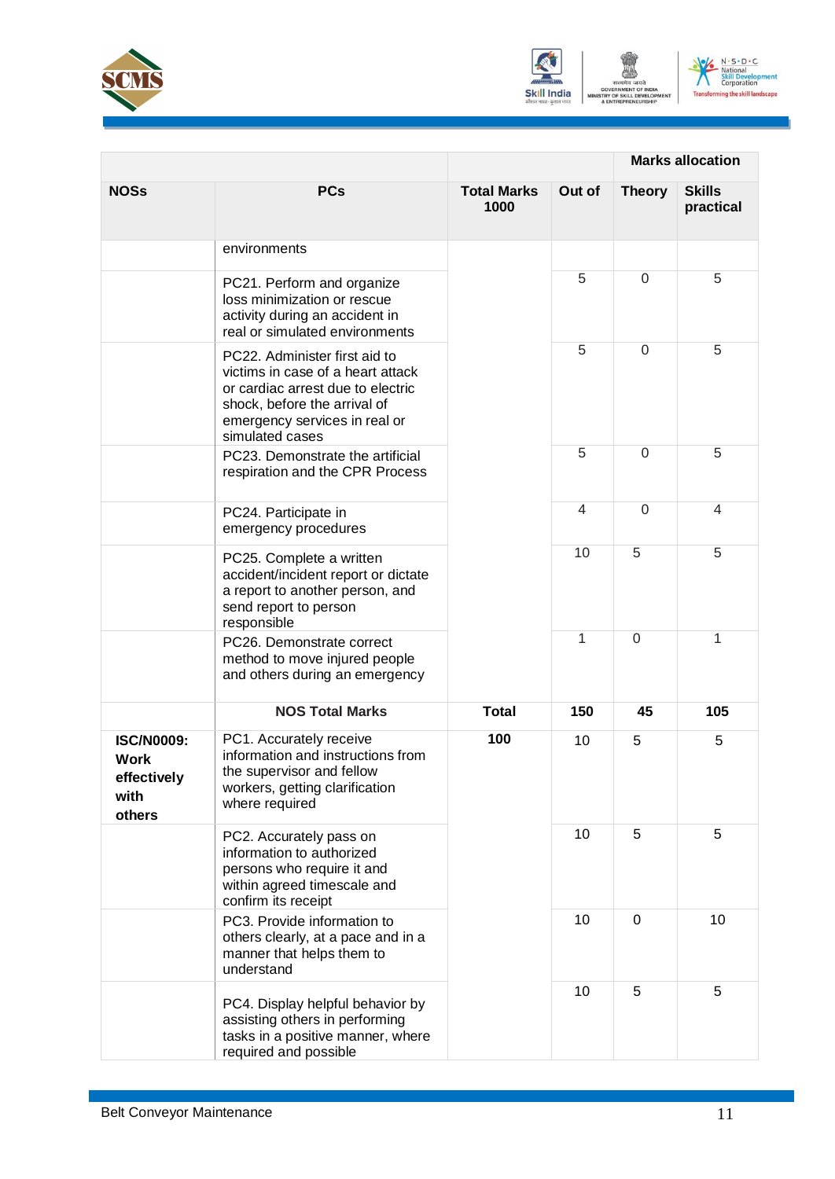| NOSs | PCs | Total Marks 1000 | Out of | Marks allocation | |
|---|---|---|---|---|---|
| | | | | Theory | Skills practical |
| | environments | | | | |
| | PC21. Perform and organize loss minimization or rescue activity during an accident in real or simulated environments | | 5 | 0 | 5 |
| | PC22. Administer first aid to victims in case of a heart attack or cardiac arrest due to electric shock, before the arrival of emergency services in real or simulated cases | | 5 | 0 | 5 |
| | PC23. Demonstrate the artificial respiration and the CPR Process | | 5 | 0 | 5 |
| | PC24. Participate in emergency procedures | | 4 | 0 | 4 |
| | PC25. Complete a written accident/incident report or dictate a report to another person, and send report to person responsible | | 10 | 5 | 5 |
| | PC26. Demonstrate correct method to move injured people and others during an emergency | | 1 | 0 | 1 |
| | **NOS Total Marks** | **Total** | **150** | **45** | **105** |
| **ISC/N0009: Work effectively with others** | PC1. Accurately receive information and instructions from the supervisor and fellow workers, getting clarification where required | **100** | 10 | 5 | 5 |
| | PC2. Accurately pass on information to authorized persons who require it and within agreed timescale and confirm its receipt | | 10 | 5 | 5 |
| | PC3. Provide information to others clearly, at a pace and in a manner that helps them to understand | | 10 | 0 | 10 |
| | PC4. Display helpful behavior by assisting others in performing tasks in a positive manner, where required and possible | | 10 | 5 | 5 |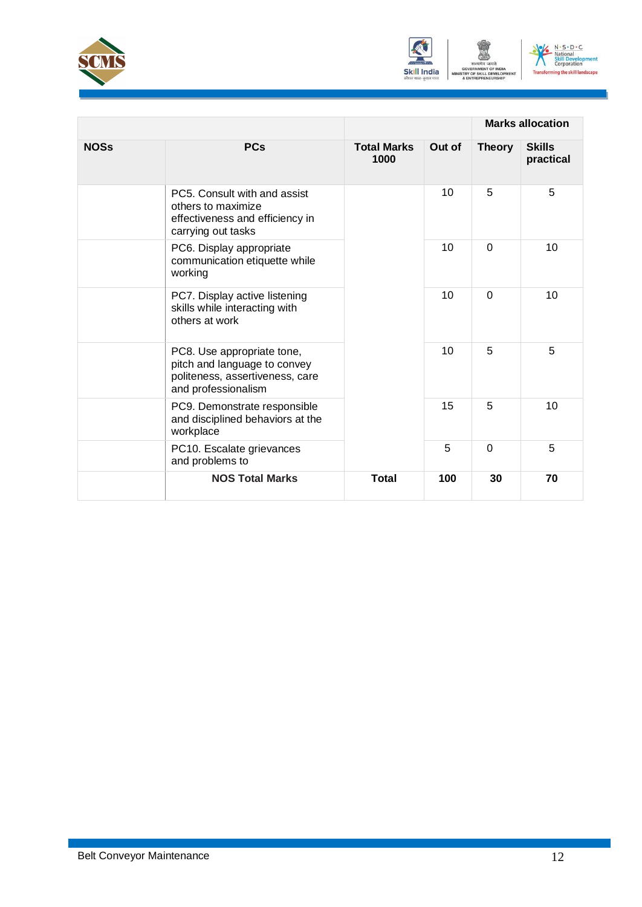| | | | Marks allocation | |
|---|---|---|---|---|
| **NOSs** | **PCs** | **Total Marks 1000** | **Out of** | **Theory** | **Skills practical** |
| | PC5. Consult with and assist others to maximize effectiveness and efficiency in carrying out tasks | | 10 | 5 | 5 |
| | PC6. Display appropriate communication etiquette while working | | 10 | 0 | 10 |
| | PC7. Display active listening skills while interacting with others at work | | 10 | 0 | 10 |
| | PC8. Use appropriate tone, pitch and language to convey politeness, assertiveness, care and professionalism | | 10 | 5 | 5 |
| | PC9. Demonstrate responsible and disciplined behaviors at the workplace | | 15 | 5 | 10 |
| | PC10. Escalate grievances and problems to | | 5 | 0 | 5 |
| | **NOS Total Marks** | **Total** | **100** | **30** | **70** |